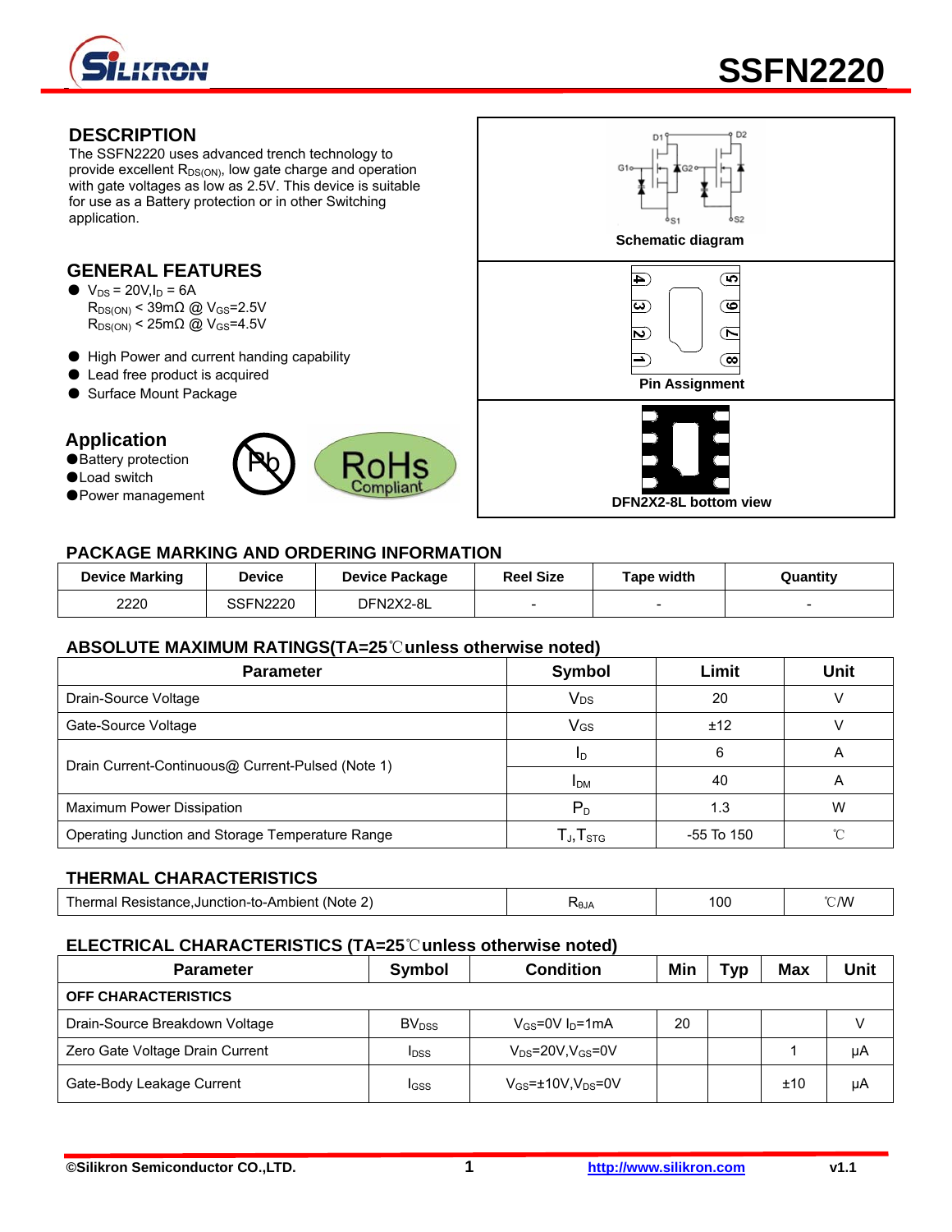# SSFN2220

## DESCRIPTION

The SSFN2220 uses advanced trench technology to provide excellent $R_{DS(ON)}$, low gate charge and operation with gate voltages as low as 2.5V. This device is suitable for use as a Battery protection or in other Switching application.

## GENERAL FEATURES

- $V_{DS}$ = 20V,$I_D$ = 6A
  $R_{DS(ON)}$ < 39mΩ @ $V_{GS}$=2.5V
  $R_{DS(ON)}$ < 25mΩ @ $V_{GS}$=4.5V
- High Power and current handing capability
- Lead free product is acquired
- Surface Mount Package

## Application

- Battery protection
- Load switch
- Power management

Schematic diagram

Pin Assignment

DFN2X2-8L bottom view

## PACKAGE MARKING AND ORDERING INFORMATION

| Device Marking | Device | Device Package | Reel Size | Tape width | Quantity |
|---|---|---|---|---|---|
| 2220 | SSFN2220 | DFN2X2-8L | - | - | - |

## ABSOLUTE MAXIMUM RATINGS(TA=25℃unless otherwise noted)

| Parameter | Symbol | Limit | Unit |
|---|---|---|---|
| Drain-Source Voltage | $V_{DS}$ | 20 | V |
| Gate-Source Voltage | $V_{GS}$ | ±12 | V |
| Drain Current-Continuous@ Current-Pulsed (Note 1) | $I_D$ | 6 | A |
| | $I_{DM}$ | 40 | A |
| Maximum Power Dissipation | $P_D$ | 1.3 | W |
| Operating Junction and Storage Temperature Range | $T_J$,$T_{STG}$ | -55 To 150 | ℃ |

## THERMAL CHARACTERISTICS

| | | | |
|---|---|---|---|
| Thermal Resistance,Junction-to-Ambient (Note 2) | $R_{θJA}$ | 100 | ℃/W |

## ELECTRICAL CHARACTERISTICS (TA=25℃unless otherwise noted)

| Parameter | Symbol | Condition | Min | Typ | Max | Unit |
|---|---|---|---|---|---|---|
| **OFF CHARACTERISTICS** | | | | | | |
| Drain-Source Breakdown Voltage | $BV_{DSS}$ | $V_{GS}$=0V $I_D$=1mA | 20 | | | V |
| Zero Gate Voltage Drain Current | $I_{DSS}$ | $V_{DS}$=20V,$V_{GS}$=0V | | | 1 | μA |
| Gate-Body Leakage Current | $I_{GSS}$ | $V_{GS}$=±10V,$V_{DS}$=0V | | | ±10 | μA |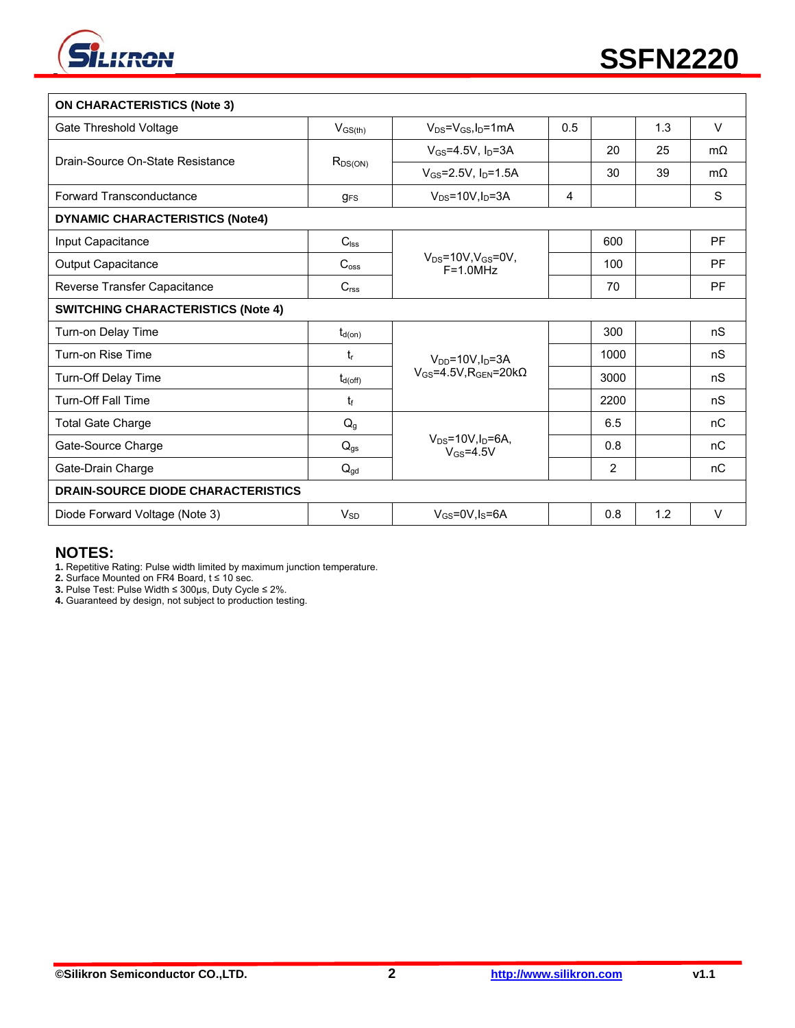| ON CHARACTERISTICS (Note 3) | | | | | | |
|---|---|---|---|---|---|---|
| Gate Threshold Voltage | $V_{GS(th)}$ | $V_{DS}=V_{GS}, I_D=1mA$ | 0.5 | | 1.3 | V |
| Drain-Source On-State Resistance | $R_{DS(ON)}$ | $V_{GS}=4.5V, I_D=3A$ | | 20 | 25 | mΩ |
| | | $V_{GS}=2.5V, I_D=1.5A$ | | 30 | 39 | mΩ |
| Forward Transconductance | $g_{FS}$ | $V_{DS}=10V, I_D=3A$ | 4 | | | S |
| **DYNAMIC CHARACTERISTICS (Note4)** | | | | | | |
| Input Capacitance | $C_{lss}$ | $V_{DS}=10V, V_{GS}=0V$, F=1.0MHz | | 600 | | PF |
| Output Capacitance | $C_{oss}$ | | | 100 | | PF |
| Reverse Transfer Capacitance | $C_{rss}$ | | | 70 | | PF |
| **SWITCHING CHARACTERISTICS (Note 4)** | | | | | | |
| Turn-on Delay Time | $t_{d(on)}$ | $V_{DD}=10V, I_D=3A$ $V_{GS}=4.5V, R_{GEN}=20k\Omega$ | | 300 | | nS |
| Turn-on Rise Time | $t_r$ | | | 1000 | | nS |
| Turn-Off Delay Time | $t_{d(off)}$ | | | 3000 | | nS |
| Turn-Off Fall Time | $t_f$ | | | 2200 | | nS |
| Total Gate Charge | $Q_g$ | $V_{DS}=10V, I_D=6A$, $V_{GS}=4.5V$ | | 6.5 | | nC |
| Gate-Source Charge | $Q_{gs}$ | | | 0.8 | | nC |
| Gate-Drain Charge | $Q_{gd}$ | | | 2 | | nC |
| **DRAIN-SOURCE DIODE CHARACTERISTICS** | | | | | | |
| Diode Forward Voltage (Note 3) | $V_{SD}$ | $V_{GS}=0V, I_S=6A$ | | 0.8 | 1.2 | V |

## NOTES:

1. Repetitive Rating: Pulse width limited by maximum junction temperature.
2. Surface Mounted on FR4 Board, t ≤ 10 sec.
3. Pulse Test: Pulse Width ≤ 300μs, Duty Cycle ≤ 2%.
4. Guaranteed by design, not subject to production testing.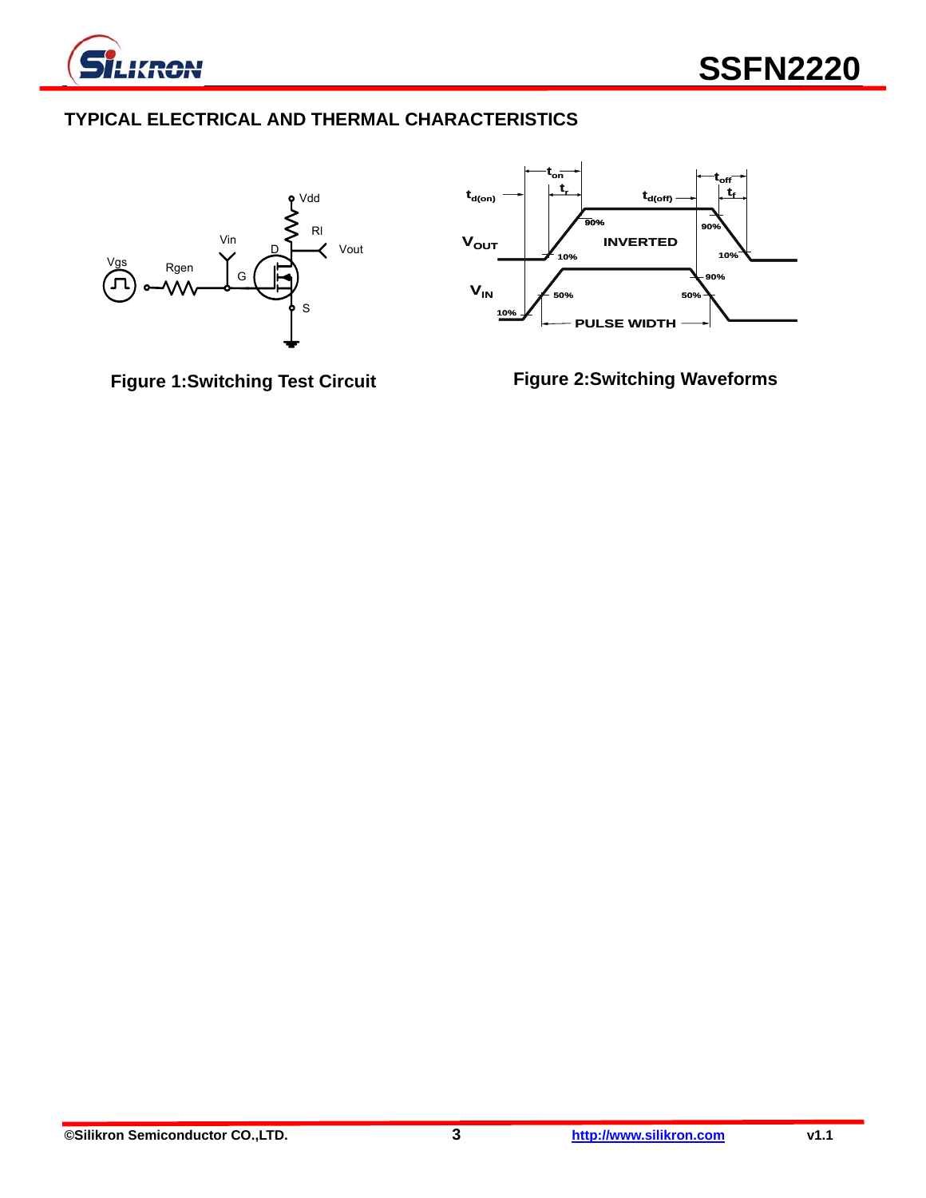## TYPICAL ELECTRICAL AND THERMAL CHARACTERISTICS

Figure 1:Switching Test Circuit

Figure 2:Switching Waveforms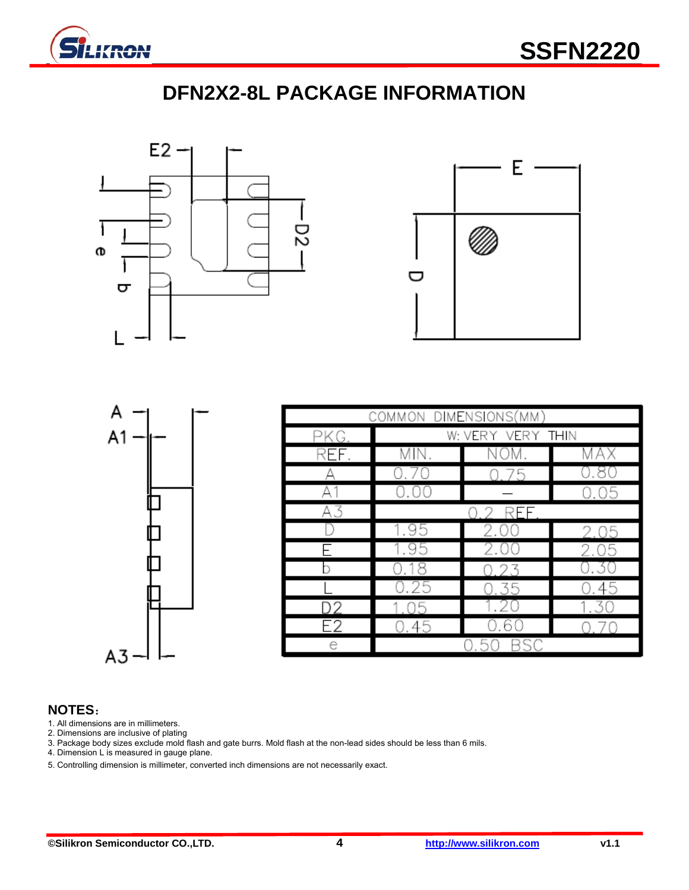# DFN2X2-8L PACKAGE INFORMATION

| COMMON DIMENSIONS(MM) | | | |
|---|---|---|---|
| PKG. | W: VERY VERY THIN | | |
| REF. | MIN. | NOM. | MAX |
| A | 0.70 | 0.75 | 0.80 |
| A1 | 0.00 | — | 0.05 |
| A3 | 0.2 REF. | | |
| D | 1.95 | 2.00 | 2.05 |
| E | 1.95 | 2.00 | 2.05 |
| b | 0.18 | 0.23 | 0.30 |
| L | 0.25 | 0.35 | 0.45 |
| D2 | 1.05 | 1.20 | 1.30 |
| E2 | 0.45 | 0.60 | 0.70 |
| e | 0.50 BSC | | |

**NOTES：**

1. All dimensions are in millimeters.
2. Dimensions are inclusive of plating
3. Package body sizes exclude mold flash and gate burrs. Mold flash at the non-lead sides should be less than 6 mils.
4. Dimension L is measured in gauge plane.
5. Controlling dimension is millimeter, converted inch dimensions are not necessarily exact.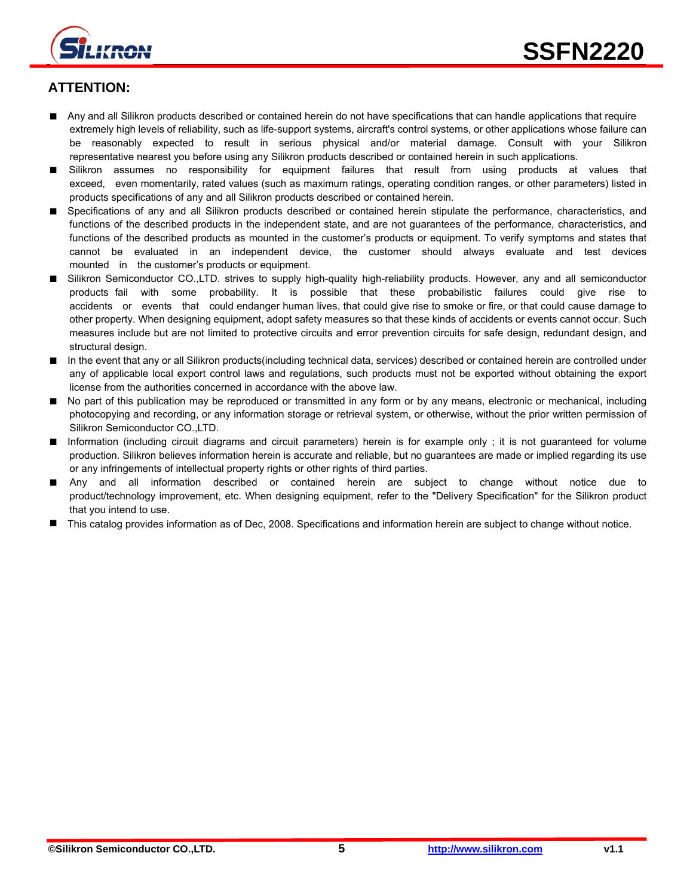## ATTENTION:

- Any and all Silikron products described or contained herein do not have specifications that can handle applications that require extremely high levels of reliability, such as life-support systems, aircraft's control systems, or other applications whose failure can be reasonably expected to result in serious physical and/or material damage. Consult with your Silikron representative nearest you before using any Silikron products described or contained herein in such applications.
- Silikron assumes no responsibility for equipment failures that result from using products at values that exceed, even momentarily, rated values (such as maximum ratings, operating condition ranges, or other parameters) listed in products specifications of any and all Silikron products described or contained herein.
- Specifications of any and all Silikron products described or contained herein stipulate the performance, characteristics, and functions of the described products in the independent state, and are not guarantees of the performance, characteristics, and functions of the described products as mounted in the customer's products or equipment. To verify symptoms and states that cannot be evaluated in an independent device, the customer should always evaluate and test devices mounted in the customer's products or equipment.
- Silikron Semiconductor CO.,LTD. strives to supply high-quality high-reliability products. However, any and all semiconductor products fail with some probability. It is possible that these probabilistic failures could give rise to accidents or events that could endanger human lives, that could give rise to smoke or fire, or that could cause damage to other property. When designing equipment, adopt safety measures so that these kinds of accidents or events cannot occur. Such measures include but are not limited to protective circuits and error prevention circuits for safe design, redundant design, and structural design.
- In the event that any or all Silikron products(including technical data, services) described or contained herein are controlled under any of applicable local export control laws and regulations, such products must not be exported without obtaining the export license from the authorities concerned in accordance with the above law.
- No part of this publication may be reproduced or transmitted in any form or by any means, electronic or mechanical, including photocopying and recording, or any information storage or retrieval system, or otherwise, without the prior written permission of Silikron Semiconductor CO.,LTD.
- Information (including circuit diagrams and circuit parameters) herein is for example only ; it is not guaranteed for volume production. Silikron believes information herein is accurate and reliable, but no guarantees are made or implied regarding its use or any infringements of intellectual property rights or other rights of third parties.
- Any and all information described or contained herein are subject to change without notice due to product/technology improvement, etc. When designing equipment, refer to the "Delivery Specification" for the Silikron product that you intend to use.
- This catalog provides information as of Dec, 2008. Specifications and information herein are subject to change without notice.